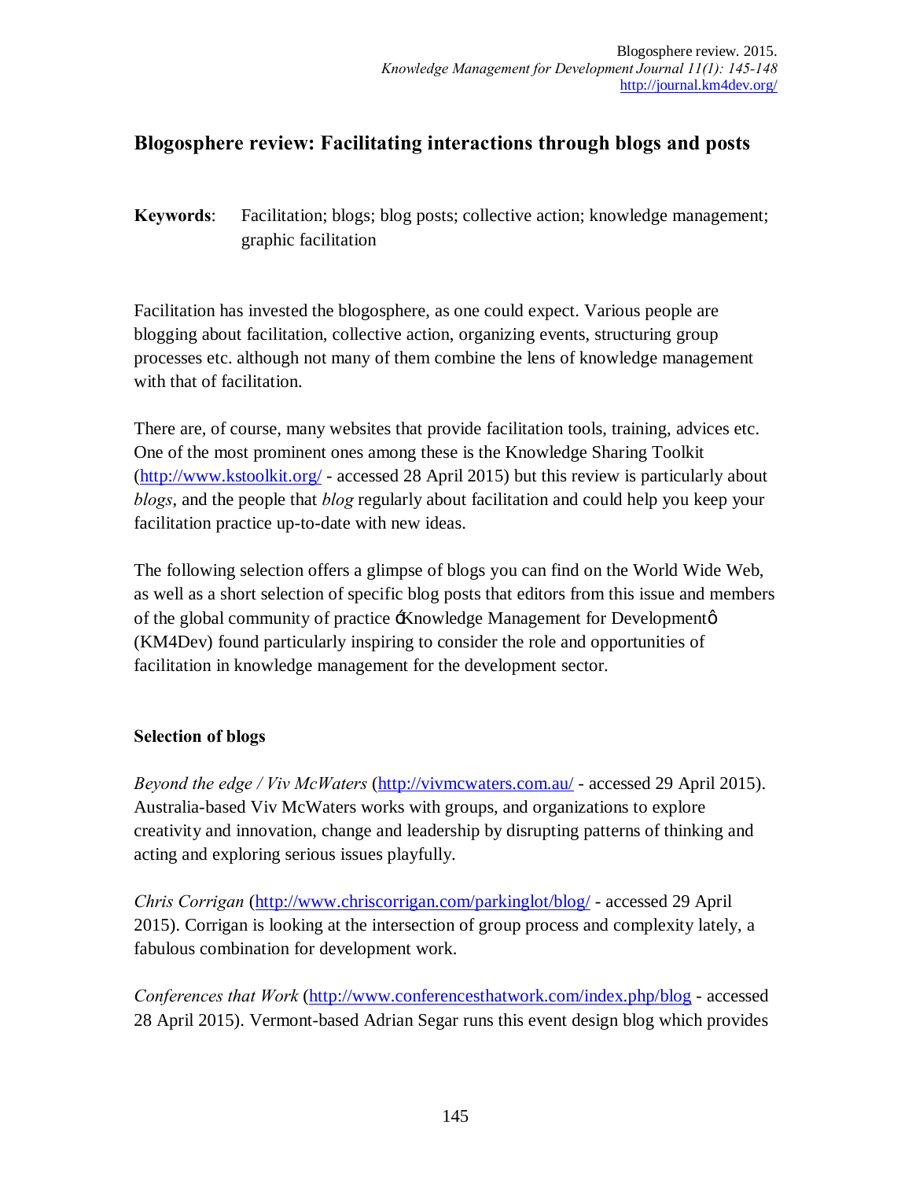# Blogosphere review: Facilitating interactions through blogs and posts

**Keywords**: Facilitation; blogs; blog posts; collective action; knowledge management; graphic facilitation

Facilitation has invested the blogosphere, as one could expect. Various people are blogging about facilitation, collective action, organizing events, structuring group processes etc. although not many of them combine the lens of knowledge management with that of facilitation.

There are, of course, many websites that provide facilitation tools, training, advices etc. One of the most prominent ones among these is the Knowledge Sharing Toolkit (http://www.kstoolkit.org/ - accessed 28 April 2015) but this review is particularly about *blogs*, and the people that *blog* regularly about facilitation and could help you keep your facilitation practice up-to-date with new ideas.

The following selection offers a glimpse of blogs you can find on the World Wide Web, as well as a short selection of specific blog posts that editors from this issue and members of the global community of practice 'Knowledge Management for Development' (KM4Dev) found particularly inspiring to consider the role and opportunities of facilitation in knowledge management for the development sector.

### Selection of blogs

*Beyond the edge / Viv McWaters* (http://vivmcwaters.com.au/ - accessed 29 April 2015). Australia-based Viv McWaters works with groups, and organizations to explore creativity and innovation, change and leadership by disrupting patterns of thinking and acting and exploring serious issues playfully.

*Chris Corrigan* (http://www.chriscorrigan.com/parkinglot/blog/ - accessed 29 April 2015). Corrigan is looking at the intersection of group process and complexity lately, a fabulous combination for development work.

*Conferences that Work* (http://www.conferencesthatwork.com/index.php/blog - accessed 28 April 2015). Vermont-based Adrian Segar runs this event design blog which provides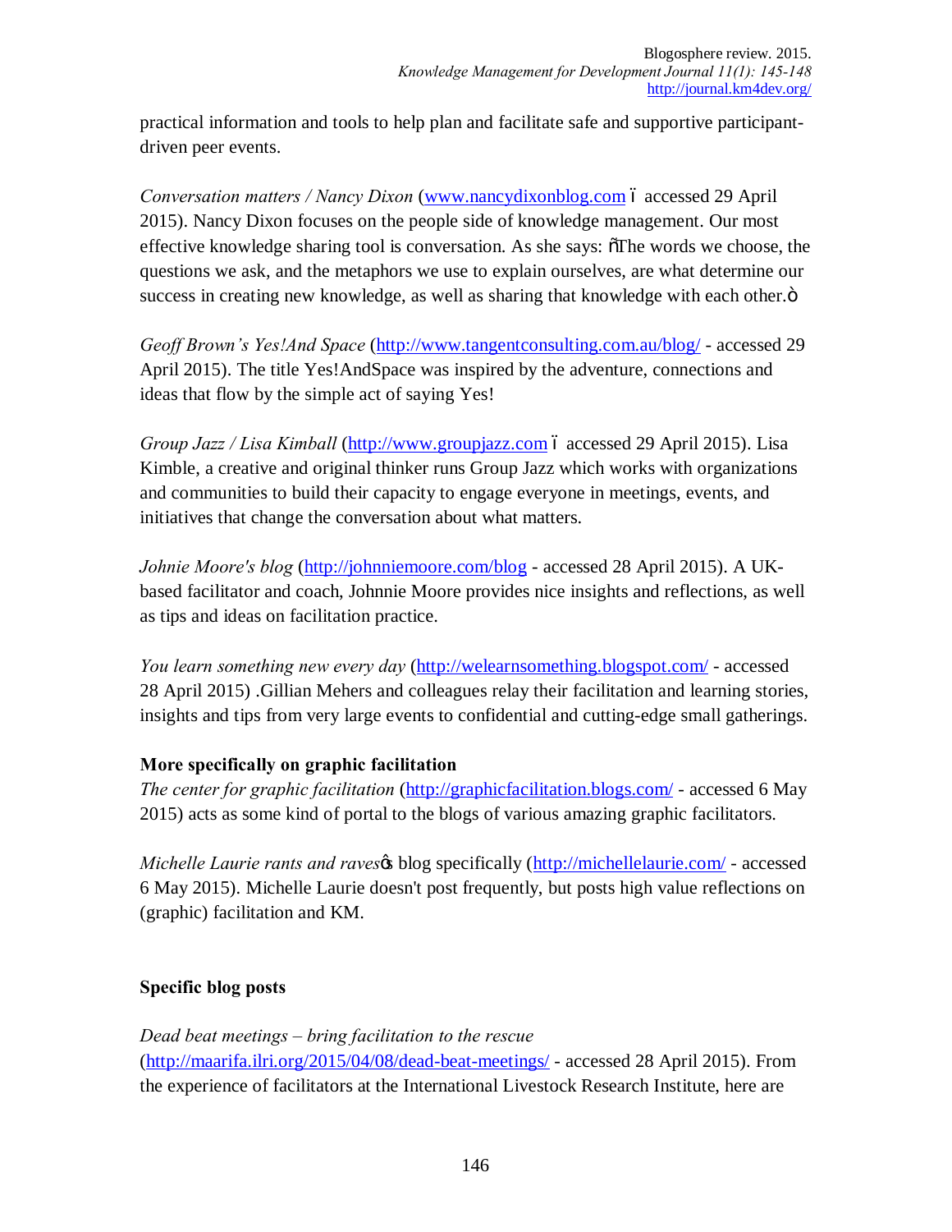practical information and tools to help plan and facilitate safe and supportive participant-driven peer events.

*Conversation matters / Nancy Dixon* (www.nancydixonblog.com ó accessed 29 April 2015). Nancy Dixon focuses on the people side of knowledge management. Our most effective knowledge sharing tool is conversation. As she says: õThe words we choose, the questions we ask, and the metaphors we use to explain ourselves, are what determine our success in creating new knowledge, as well as sharing that knowledge with each other.ö

*Geoff Brown's Yes!And Space* (http://www.tangentconsulting.com.au/blog/ - accessed 29 April 2015). The title Yes!AndSpace was inspired by the adventure, connections and ideas that flow by the simple act of saying Yes!

*Group Jazz / Lisa Kimball* (http://www.groupjazz.com ó accessed 29 April 2015). Lisa Kimble, a creative and original thinker runs Group Jazz which works with organizations and communities to build their capacity to engage everyone in meetings, events, and initiatives that change the conversation about what matters.

*Johnie Moore's blog* (http://johnniemoore.com/blog - accessed 28 April 2015). A UK-based facilitator and coach, Johnnie Moore provides nice insights and reflections, as well as tips and ideas on facilitation practice.

*You learn something new every day* (http://welearnsomething.blogspot.com/ - accessed 28 April 2015) .Gillian Mehers and colleagues relay their facilitation and learning stories, insights and tips from very large events to confidential and cutting-edge small gatherings.

**More specifically on graphic facilitation**

*The center for graphic facilitation* (http://graphicfacilitation.blogs.com/ - accessed 6 May 2015) acts as some kind of portal to the blogs of various amazing graphic facilitators.

*Michelle Laurie rants and raves*ø blog specifically (http://michellelaurie.com/ - accessed 6 May 2015). Michelle Laurie doesn't post frequently, but posts high value reflections on (graphic) facilitation and KM.

**Specific blog posts**

*Dead beat meetings – bring facilitation to the rescue* (http://maarifa.ilri.org/2015/04/08/dead-beat-meetings/ - accessed 28 April 2015). From the experience of facilitators at the International Livestock Research Institute, here are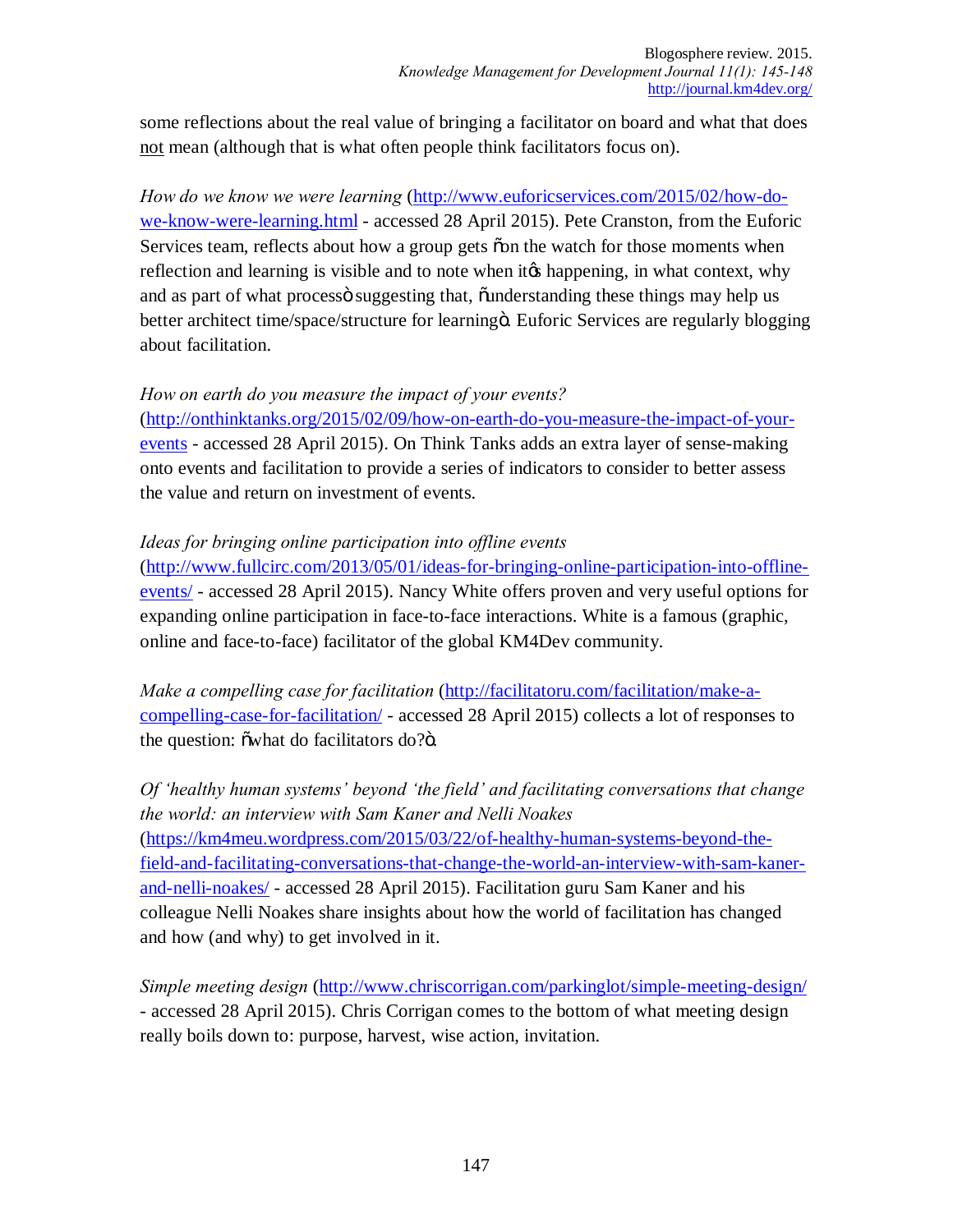some reflections about the real value of bringing a facilitator on board and what that does not mean (although that is what often people think facilitators focus on).

*How do we know we were learning* (http://www.euforicservices.com/2015/02/how-do-we-know-were-learning.html - accessed 28 April 2015). Pete Cranston, from the Euforic Services team, reflects about how a group gets "on the watch for those moments when reflection and learning is visible and to note when it's happening, in what context, why and as part of what process" suggesting that, "understanding these things may help us better architect time/space/structure for learning". Euforic Services are regularly blogging about facilitation.

*How on earth do you measure the impact of your events?* (http://onthinktanks.org/2015/02/09/how-on-earth-do-you-measure-the-impact-of-your-events - accessed 28 April 2015). On Think Tanks adds an extra layer of sense-making onto events and facilitation to provide a series of indicators to consider to better assess the value and return on investment of events.

*Ideas for bringing online participation into offline events* (http://www.fullcirc.com/2013/05/01/ideas-for-bringing-online-participation-into-offline-events/ - accessed 28 April 2015). Nancy White offers proven and very useful options for expanding online participation in face-to-face interactions. White is a famous (graphic, online and face-to-face) facilitator of the global KM4Dev community.

*Make a compelling case for facilitation* (http://facilitatoru.com/facilitation/make-a-compelling-case-for-facilitation/ - accessed 28 April 2015) collects a lot of responses to the question: "what do facilitators do?".

*Of 'healthy human systems' beyond 'the field' and facilitating conversations that change the world: an interview with Sam Kaner and Nelli Noakes* (https://km4meu.wordpress.com/2015/03/22/of-healthy-human-systems-beyond-the-field-and-facilitating-conversations-that-change-the-world-an-interview-with-sam-kaner-and-nelli-noakes/ - accessed 28 April 2015). Facilitation guru Sam Kaner and his colleague Nelli Noakes share insights about how the world of facilitation has changed and how (and why) to get involved in it.

*Simple meeting design* (http://www.chriscorrigan.com/parkinglot/simple-meeting-design/ - accessed 28 April 2015). Chris Corrigan comes to the bottom of what meeting design really boils down to: purpose, harvest, wise action, invitation.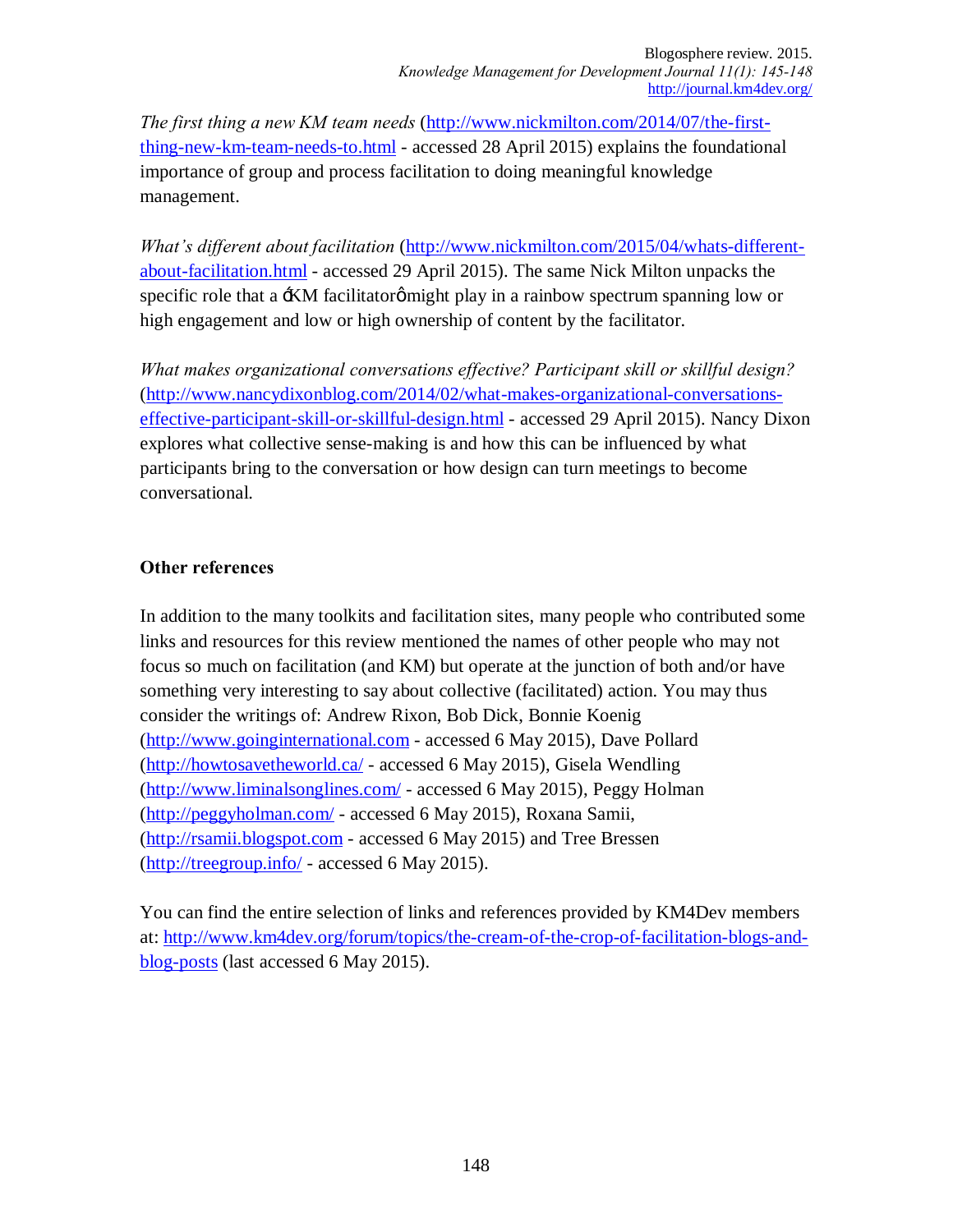*The first thing a new KM team needs* (http://www.nickmilton.com/2014/07/the-first-thing-new-km-team-needs-to.html - accessed 28 April 2015) explains the foundational importance of group and process facilitation to doing meaningful knowledge management.

*What's different about facilitation* (http://www.nickmilton.com/2015/04/whats-different-about-facilitation.html - accessed 29 April 2015). The same Nick Milton unpacks the specific role that a ‘KM facilitator’ might play in a rainbow spectrum spanning low or high engagement and low or high ownership of content by the facilitator.

*What makes organizational conversations effective? Participant skill or skillful design?* (http://www.nancydixonblog.com/2014/02/what-makes-organizational-conversations-effective-participant-skill-or-skillful-design.html - accessed 29 April 2015). Nancy Dixon explores what collective sense-making is and how this can be influenced by what participants bring to the conversation or how design can turn meetings to become conversational.

## Other references

In addition to the many toolkits and facilitation sites, many people who contributed some links and resources for this review mentioned the names of other people who may not focus so much on facilitation (and KM) but operate at the junction of both and/or have something very interesting to say about collective (facilitated) action. You may thus consider the writings of: Andrew Rixon, Bob Dick, Bonnie Koenig (http://www.goinginternational.com - accessed 6 May 2015), Dave Pollard (http://howtosavetheworld.ca/ - accessed 6 May 2015), Gisela Wendling (http://www.liminalsonglines.com/ - accessed 6 May 2015), Peggy Holman (http://peggyholman.com/ - accessed 6 May 2015), Roxana Samii, (http://rsamii.blogspot.com - accessed 6 May 2015) and Tree Bressen (http://treegroup.info/ - accessed 6 May 2015).

You can find the entire selection of links and references provided by KM4Dev members at: http://www.km4dev.org/forum/topics/the-cream-of-the-crop-of-facilitation-blogs-and-blog-posts (last accessed 6 May 2015).